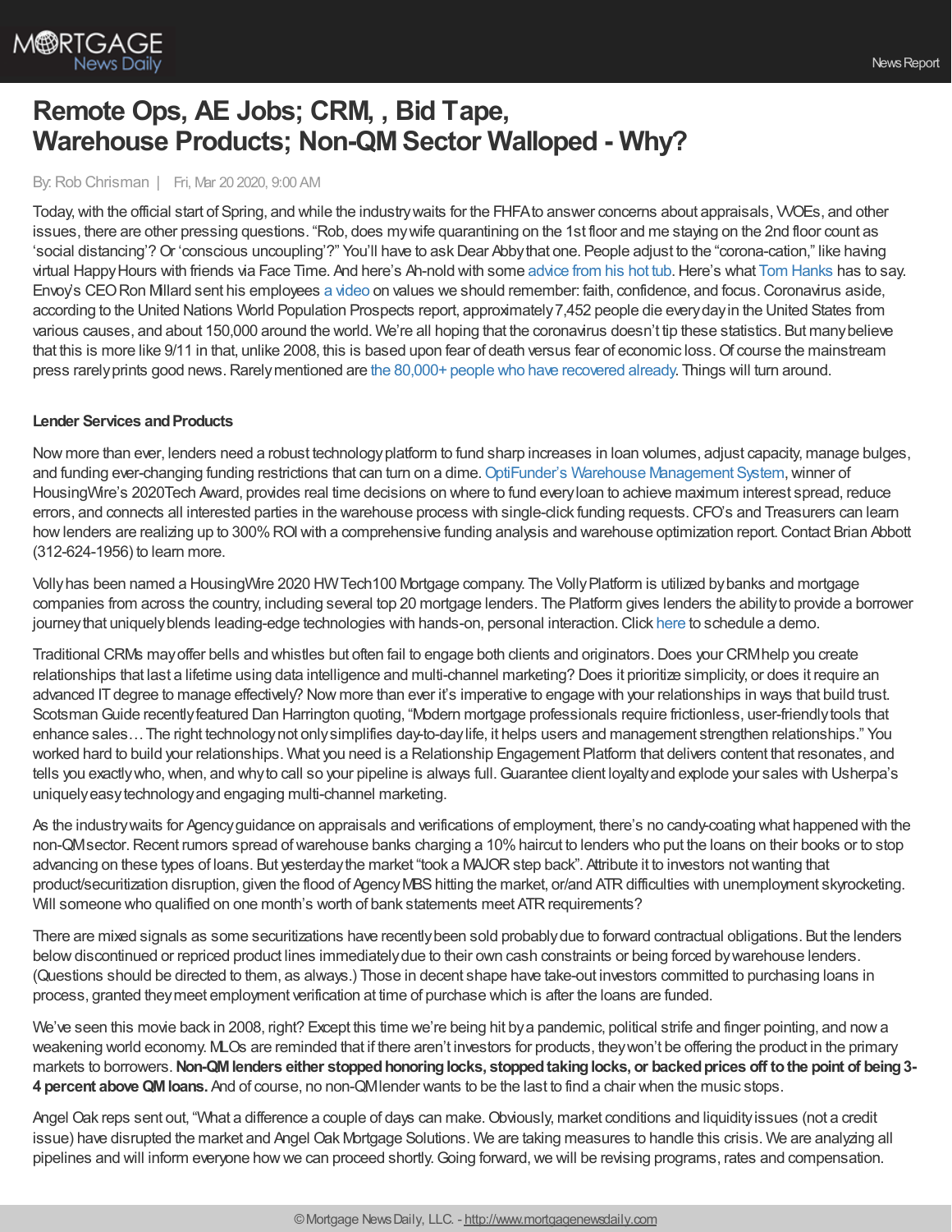# Remote Ops, AE Jobs; CRM, , Bid Tape, Warehouse Products; Non-QM Sector Walloped - Why?

By: Rob Chrisman | Fri, Mar 20 2020, 9:00 AM

Today, with the official start of Spring, and while the industry waits for the FHFA to answer concerns about appraisals, VOEs, and other issues, there are other pressing questions. "Rob, does my wife quarantining on the 1st floor and me staying on the 2nd floor count as 'social distancing'? Or 'conscious uncoupling'?" You'll have to ask Dear Abby that one. People adjust to the "corona-cation," like having virtual Happy Hours with friends via Face Time. And here's Ah-nold with some advice from his hot tub. Here's what Tom Hanks has to say. Envoy's CEO Ron Millard sent his employees a video on values we should remember: faith, confidence, and focus. Coronavirus aside, according to the United Nations World Population Prospects report, approximately 7,452 people die every day in the United States from various causes, and about 150,000 around the world. We're all hoping that the coronavirus doesn't tip these statistics. But many believe that this is more like 9/11 in that, unlike 2008, this is based upon fear of death versus fear of economic loss. Of course the mainstream press rarely prints good news. Rarely mentioned are the 80,000+ people who have recovered already. Things will turn around.

**Lender Services and Products**

Now more than ever, lenders need a robust technology platform to fund sharp increases in loan volumes, adjust capacity, manage bulges, and funding ever-changing funding restrictions that can turn on a dime. OptiFunder's Warehouse Management System, winner of HousingWire's 2020Tech Award, provides real time decisions on where to fund every loan to achieve maximum interest spread, reduce errors, and connects all interested parties in the warehouse process with single-click funding requests. CFO's and Treasurers can learn how lenders are realizing up to 300% ROI with a comprehensive funding analysis and warehouse optimization report. Contact Brian Abbott (312-624-1956) to learn more.

Volly has been named a HousingWire 2020 HW Tech100 Mortgage company. The Volly Platform is utilized by banks and mortgage companies from across the country, including several top 20 mortgage lenders. The Platform gives lenders the ability to provide a borrower journey that uniquely blends leading-edge technologies with hands-on, personal interaction. Click here to schedule a demo.

Traditional CRMs may offer bells and whistles but often fail to engage both clients and originators. Does your CRM help you create relationships that last a lifetime using data intelligence and multi-channel marketing? Does it prioritize simplicity, or does it require an advanced IT degree to manage effectively? Now more than ever it's imperative to engage with your relationships in ways that build trust. Scotsman Guide recently featured Dan Harrington quoting, "Modern mortgage professionals require frictionless, user-friendly tools that enhance sales… The right technology not only simplifies day-to-day life, it helps users and management strengthen relationships." You worked hard to build your relationships. What you need is a Relationship Engagement Platform that delivers content that resonates, and tells you exactly who, when, and why to call so your pipeline is always full. Guarantee client loyalty and explode your sales with Usherpa's uniquely easy technology and engaging multi-channel marketing.

As the industry waits for Agency guidance on appraisals and verifications of employment, there's no candy-coating what happened with the non-QM sector. Recent rumors spread of warehouse banks charging a 10% haircut to lenders who put the loans on their books or to stop advancing on these types of loans. But yesterday the market "took a MAJOR step back". Attribute it to investors not wanting that product/securitization disruption, given the flood of Agency MBS hitting the market, or/and ATR difficulties with unemployment skyrocketing. Will someone who qualified on one month's worth of bank statements meet ATR requirements?

There are mixed signals as some securitizations have recently been sold probably due to forward contractual obligations. But the lenders below discontinued or repriced product lines immediately due to their own cash constraints or being forced by warehouse lenders. (Questions should be directed to them, as always.) Those in decent shape have take-out investors committed to purchasing loans in process, granted they meet employment verification at time of purchase which is after the loans are funded.

We've seen this movie back in 2008, right? Except this time we're being hit by a pandemic, political strife and finger pointing, and now a weakening world economy. MLOs are reminded that if there aren't investors for products, they won't be offering the product in the primary markets to borrowers. **Non-QM lenders either stopped honoring locks, stopped taking locks, or backed prices off to the point of being 3-4 percent above QM loans.** And of course, no non-QM lender wants to be the last to find a chair when the music stops.

Angel Oak reps sent out, "What a difference a couple of days can make. Obviously, market conditions and liquidity issues (not a credit issue) have disrupted the market and Angel Oak Mortgage Solutions. We are taking measures to handle this crisis. We are analyzing all pipelines and will inform everyone how we can proceed shortly. Going forward, we will be revising programs, rates and compensation.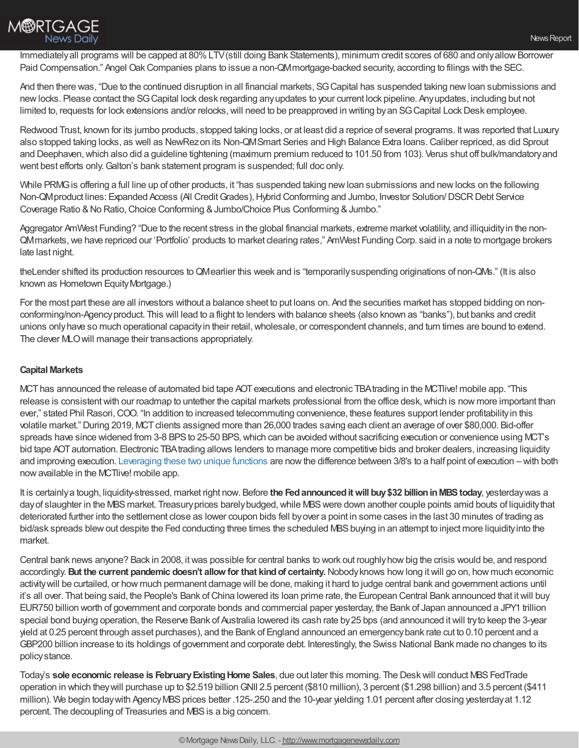Immediately all programs will be capped at 80% LTV (still doing Bank Statements), minimum credit scores of 680 and only allow Borrower Paid Compensation." Angel Oak Companies plans to issue a non-QM mortgage-backed security, according to filings with the SEC.

And then there was, "Due to the continued disruption in all financial markets, SG Capital has suspended taking new loan submissions and new locks. Please contact the SG Capital lock desk regarding any updates to your current lock pipeline. Any updates, including but not limited to, requests for lock extensions and/or relocks, will need to be preapproved in writing by an SG Capital Lock Desk employee.

Redwood Trust, known for its jumbo products, stopped taking locks, or at least did a reprice of several programs. It was reported that Luxury also stopped taking locks, as well as NewRez on its Non-QM Smart Series and High Balance Extra loans. Caliber repriced, as did Sprout and Deephaven, which also did a guideline tightening (maximum premium reduced to 101.50 from 103). Verus shut off bulk/mandatory and went best efforts only. Galton's bank statement program is suspended; full doc only.

While PRMG is offering a full line up of other products, it "has suspended taking new loan submissions and new locks on the following Non-QM product lines: Expanded Access (All Credit Grades), Hybrid Conforming and Jumbo, Investor Solution/ DSCR Debt Service Coverage Ratio & No Ratio, Choice Conforming & Jumbo/Choice Plus Conforming & Jumbo."

Aggregator AmWest Funding? "Due to the recent stress in the global financial markets, extreme market volatility, and illiquidity in the non-QM markets, we have repriced our 'Portfolio' products to market clearing rates," AmWest Funding Corp. said in a note to mortgage brokers late last night.

theLender shifted its production resources to QM earlier this week and is "temporarily suspending originations of non-QMs." (It is also known as Hometown Equity Mortgage.)

For the most part these are all investors without a balance sheet to put loans on. And the securities market has stopped bidding on non-conforming/non-Agency product. This will lead to a flight to lenders with balance sheets (also known as "banks"), but banks and credit unions only have so much operational capacity in their retail, wholesale, or correspondent channels, and turn times are bound to extend. The clever MLO will manage their transactions appropriately.

**Capital Markets**

MCT has announced the release of automated bid tape AOT executions and electronic TBA trading in the MCTlive! mobile app. "This release is consistent with our roadmap to untether the capital markets professional from the office desk, which is now more important than ever," stated Phil Rasori, COO. "In addition to increased telecommuting convenience, these features support lender profitability in this volatile market." During 2019, MCT clients assigned more than 26,000 trades saving each client an average of over $80,000. Bid-offer spreads have since widened from 3-8 BPS to 25-50 BPS, which can be avoided without sacrificing execution or convenience using MCT's bid tape AOT automation. Electronic TBA trading allows lenders to manage more competitive bids and broker dealers, increasing liquidity and improving execution. Leveraging these two unique functions are now the difference between 3/8's to a half point of execution – with both now available in the MCTlive! mobile app.

It is certainly a tough, liquidity-stressed, market right now. Before **the Fed announced it will buy $32 billion in MBS today**, yesterday was a day of slaughter in the MBS market. Treasury prices barely budged, while MBS were down another couple points amid bouts of liquidity that deteriorated further into the settlement close as lower coupon bids fell by over a point in some cases in the last 30 minutes of trading as bid/ask spreads blew out despite the Fed conducting three times the scheduled MBS buying in an attempt to inject more liquidity into the market.

Central bank news anyone? Back in 2008, it was possible for central banks to work out roughly how big the crisis would be, and respond accordingly. **But the current pandemic doesn't allow for that kind of certainty.** Nobody knows how long it will go on, how much economic activity will be curtailed, or how much permanent damage will be done, making it hard to judge central bank and government actions until it's all over. That being said, the People's Bank of China lowered its loan prime rate, the European Central Bank announced that it will buy EUR750 billion worth of government and corporate bonds and commercial paper yesterday, the Bank of Japan announced a JPY1 trillion special bond buying operation, the Reserve Bank of Australia lowered its cash rate by 25 bps (and announced it will try to keep the 3-year yield at 0.25 percent through asset purchases), and the Bank of England announced an emergency bank rate cut to 0.10 percent and a GBP200 billion increase to its holdings of government and corporate debt. Interestingly, the Swiss National Bank made no changes to its policy stance.

Today's **sole economic release is February Existing Home Sales**, due out later this morning. The Desk will conduct MBS FedTrade operation in which they will purchase up to $2.519 billion GNII 2.5 percent ($810 million), 3 percent ($1.298 billion) and 3.5 percent ($411 million). We begin today with Agency MBS prices better .125-.250 and the 10-year yielding 1.01 percent after closing yesterday at 1.12 percent. The decoupling of Treasuries and MBS is a big concern.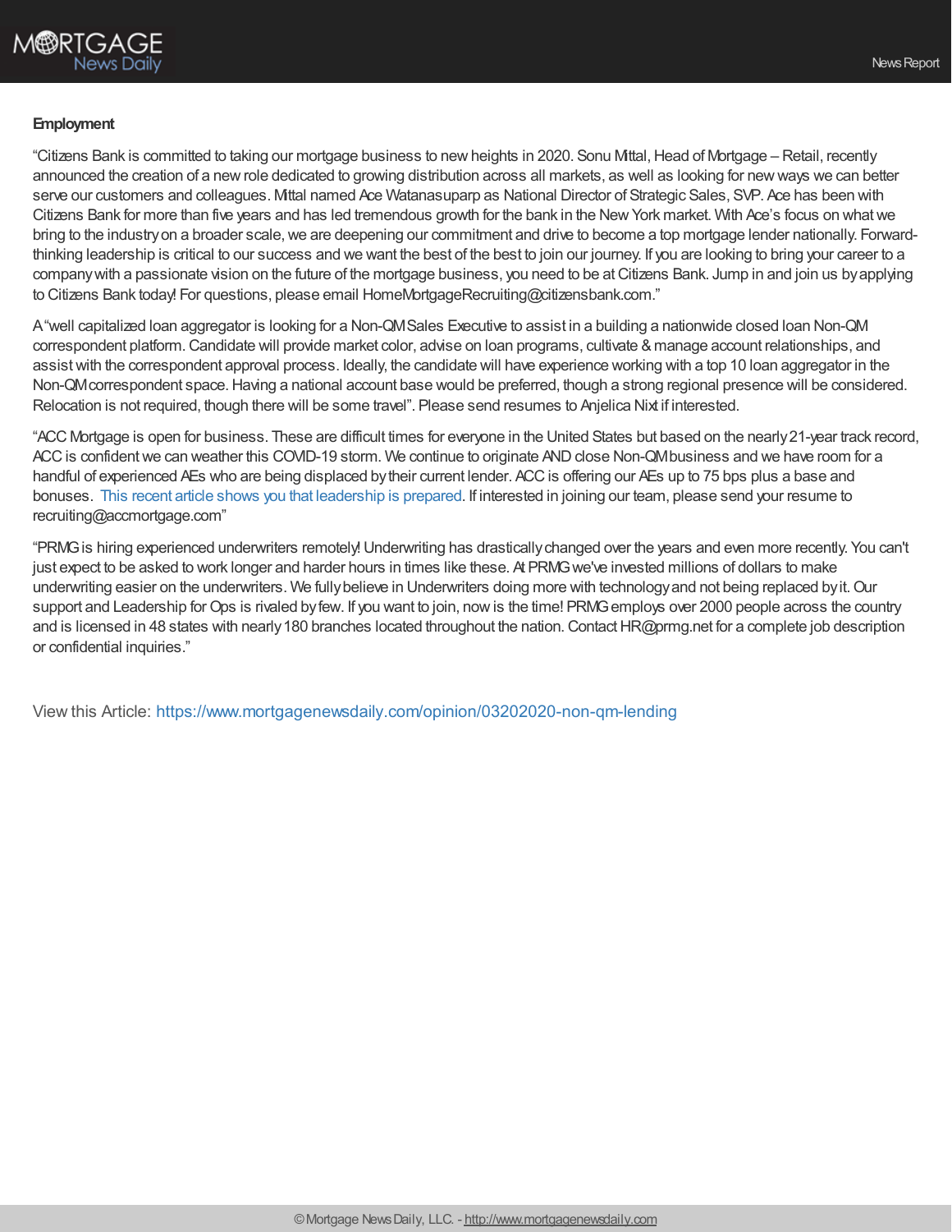**Employment**

"Citizens Bank is committed to taking our mortgage business to new heights in 2020. Sonu Mittal, Head of Mortgage – Retail, recently announced the creation of a new role dedicated to growing distribution across all markets, as well as looking for new ways we can better serve our customers and colleagues. Mittal named Ace Watanasuparp as National Director of Strategic Sales, SVP. Ace has been with Citizens Bank for more than five years and has led tremendous growth for the bank in the New York market. With Ace's focus on what we bring to the industry on a broader scale, we are deepening our commitment and drive to become a top mortgage lender nationally. Forward-thinking leadership is critical to our success and we want the best of the best to join our journey. If you are looking to bring your career to a company with a passionate vision on the future of the mortgage business, you need to be at Citizens Bank. Jump in and join us by applying to Citizens Bank today! For questions, please email HomeMortgageRecruiting@citizensbank.com."

A "well capitalized loan aggregator is looking for a Non-QM Sales Executive to assist in a building a nationwide closed loan Non-QM correspondent platform. Candidate will provide market color, advise on loan programs, cultivate & manage account relationships, and assist with the correspondent approval process. Ideally, the candidate will have experience working with a top 10 loan aggregator in the Non-QM correspondent space. Having a national account base would be preferred, though a strong regional presence will be considered. Relocation is not required, though there will be some travel". Please send resumes to Anjelica Nixt if interested.

"ACC Mortgage is open for business. These are difficult times for everyone in the United States but based on the nearly 21-year track record, ACC is confident we can weather this COVID-19 storm. We continue to originate AND close Non-QM business and we have room for a handful of experienced AEs who are being displaced by their current lender. ACC is offering our AEs up to 75 bps plus a base and bonuses. This recent article shows you that leadership is prepared. If interested in joining our team, please send your resume to recruiting@accmortgage.com"

"PRMG is hiring experienced underwriters remotely! Underwriting has drastically changed over the years and even more recently. You can't just expect to be asked to work longer and harder hours in times like these. At PRMG we've invested millions of dollars to make underwriting easier on the underwriters. We fully believe in Underwriters doing more with technology and not being replaced by it. Our support and Leadership for Ops is rivaled by few. If you want to join, now is the time! PRMG employs over 2000 people across the country and is licensed in 48 states with nearly 180 branches located throughout the nation. Contact HR@prmg.net for a complete job description or confidential inquiries."

View this Article: https://www.mortgagenewsdaily.com/opinion/03202020-non-qm-lending